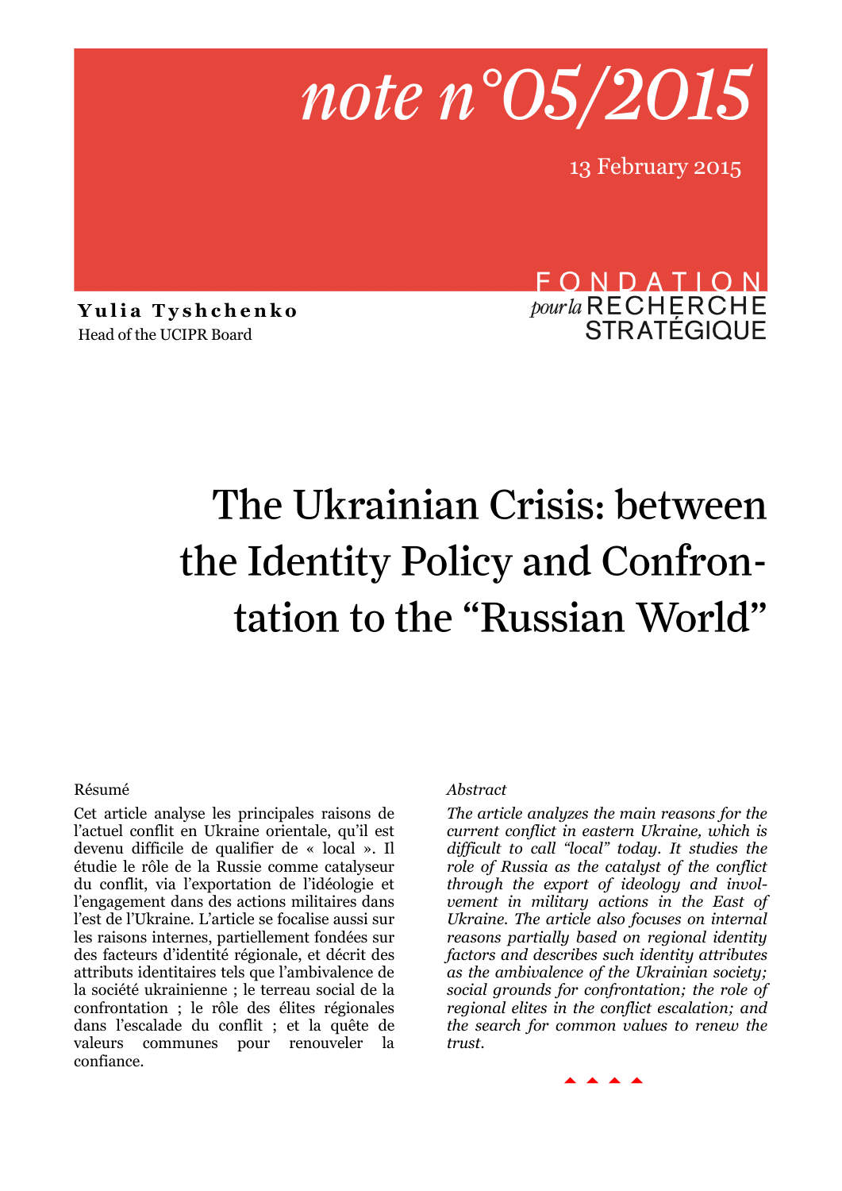# note n°05/2015

13 February 2015

FONDATION pour la RECHERCHE STRATÉGIQUE

**Yulia Tyshchenko**
Head of the UCIPR Board

# The Ukrainian Crisis: between the Identity Policy and Confrontation to the "Russian World"

Résumé

Cet article analyse les principales raisons de l'actuel conflit en Ukraine orientale, qu'il est devenu difficile de qualifier de « local ». Il étudie le rôle de la Russie comme catalyseur du conflit, via l'exportation de l'idéologie et l'engagement dans des actions militaires dans l'est de l'Ukraine. L'article se focalise aussi sur les raisons internes, partiellement fondées sur des facteurs d'identité régionale, et décrit des attributs identitaires tels que l'ambivalence de la société ukrainienne ; le terreau social de la confrontation ; le rôle des élites régionales dans l'escalade du conflit ; et la quête de valeurs communes pour renouveler la confiance.

*Abstract*

*The article analyzes the main reasons for the current conflict in eastern Ukraine, which is difficult to call "local" today. It studies the role of Russia as the catalyst of the conflict through the export of ideology and involvement in military actions in the East of Ukraine. The article also focuses on internal reasons partially based on regional identity factors and describes such identity attributes as the ambivalence of the Ukrainian society; social grounds for confrontation; the role of regional elites in the conflict escalation; and the search for common values to renew the trust.*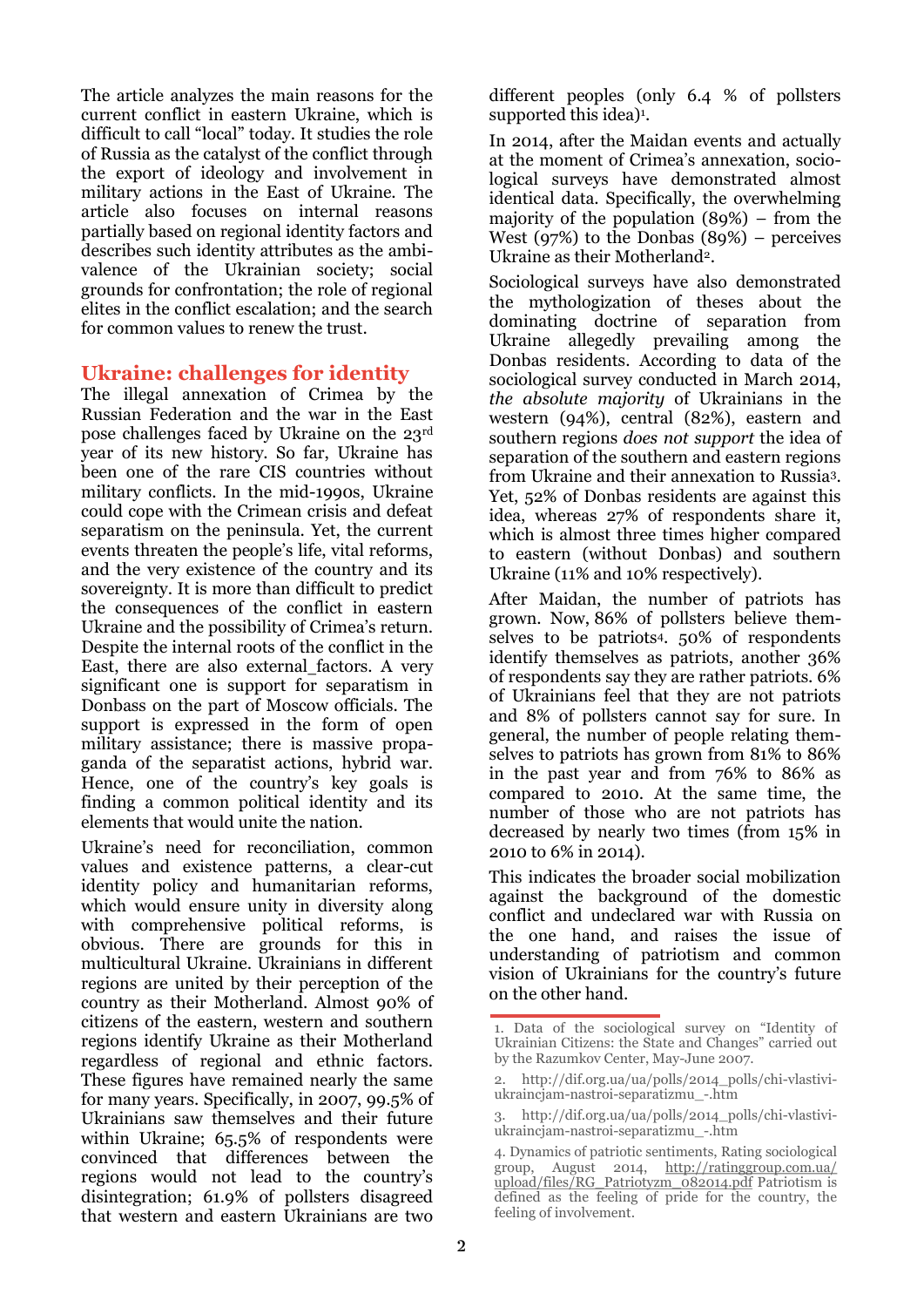The article analyzes the main reasons for the current conflict in eastern Ukraine, which is difficult to call "local" today. It studies the role of Russia as the catalyst of the conflict through the export of ideology and involvement in military actions in the East of Ukraine. The article also focuses on internal reasons partially based on regional identity factors and describes such identity attributes as the ambivalence of the Ukrainian society; social grounds for confrontation; the role of regional elites in the conflict escalation; and the search for common values to renew the trust.

## Ukraine: challenges for identity

The illegal annexation of Crimea by the Russian Federation and the war in the East pose challenges faced by Ukraine on the 23rd year of its new history. So far, Ukraine has been one of the rare CIS countries without military conflicts. In the mid-1990s, Ukraine could cope with the Crimean crisis and defeat separatism on the peninsula. Yet, the current events threaten the people's life, vital reforms, and the very existence of the country and its sovereignty. It is more than difficult to predict the consequences of the conflict in eastern Ukraine and the possibility of Crimea's return. Despite the internal roots of the conflict in the East, there are also external_factors. A very significant one is support for separatism in Donbass on the part of Moscow officials. The support is expressed in the form of open military assistance; there is massive propaganda of the separatist actions, hybrid war. Hence, one of the country's key goals is finding a common political identity and its elements that would unite the nation.

Ukraine's need for reconciliation, common values and existence patterns, a clear-cut identity policy and humanitarian reforms, which would ensure unity in diversity along with comprehensive political reforms, is obvious. There are grounds for this in multicultural Ukraine. Ukrainians in different regions are united by their perception of the country as their Motherland. Almost 90% of citizens of the eastern, western and southern regions identify Ukraine as their Motherland regardless of regional and ethnic factors. These figures have remained nearly the same for many years. Specifically, in 2007, 99.5% of Ukrainians saw themselves and their future within Ukraine; 65.5% of respondents were convinced that differences between the regions would not lead to the country's disintegration; 61.9% of pollsters disagreed that western and eastern Ukrainians are two different peoples (only 6.4 % of pollsters supported this idea)[1].

In 2014, after the Maidan events and actually at the moment of Crimea's annexation, sociological surveys have demonstrated almost identical data. Specifically, the overwhelming majority of the population (89%) – from the West (97%) to the Donbas (89%) – perceives Ukraine as their Motherland[2].

Sociological surveys have also demonstrated the mythologization of theses about the dominating doctrine of separation from Ukraine allegedly prevailing among the Donbas residents. According to data of the sociological survey conducted in March 2014, *the absolute majority* of Ukrainians in the western (94%), central (82%), eastern and southern regions *does not support* the idea of separation of the southern and eastern regions from Ukraine and their annexation to Russia[3]. Yet, 52% of Donbas residents are against this idea, whereas 27% of respondents share it, which is almost three times higher compared to eastern (without Donbas) and southern Ukraine (11% and 10% respectively).

After Maidan, the number of patriots has grown. Now, 86% of pollsters believe themselves to be patriots[4]. 50% of respondents identify themselves as patriots, another 36% of respondents say they are rather patriots. 6% of Ukrainians feel that they are not patriots and 8% of pollsters cannot say for sure. In general, the number of people relating themselves to patriots has grown from 81% to 86% in the past year and from 76% to 86% as compared to 2010. At the same time, the number of those who are not patriots has decreased by nearly two times (from 15% in 2010 to 6% in 2014).

This indicates the broader social mobilization against the background of the domestic conflict and undeclared war with Russia on the one hand, and raises the issue of understanding of patriotism and common vision of Ukrainians for the country's future on the other hand.

---

1. Data of the sociological survey on "Identity of Ukrainian Citizens: the State and Changes" carried out by the Razumkov Center, May-June 2007.

2. http://dif.org.ua/ua/polls/2014_polls/chi-vlastivi-ukraincjam-nastroi-separatizmu_-.htm

3. http://dif.org.ua/ua/polls/2014_polls/chi-vlastivi-ukraincjam-nastroi-separatizmu_-.htm

4. Dynamics of patriotic sentiments, Rating sociological group, August 2014, http://ratinggroup.com.ua/upload/files/RG_Patriotyzm_082014.pdf Patriotism is defined as the feeling of pride for the country, the feeling of involvement.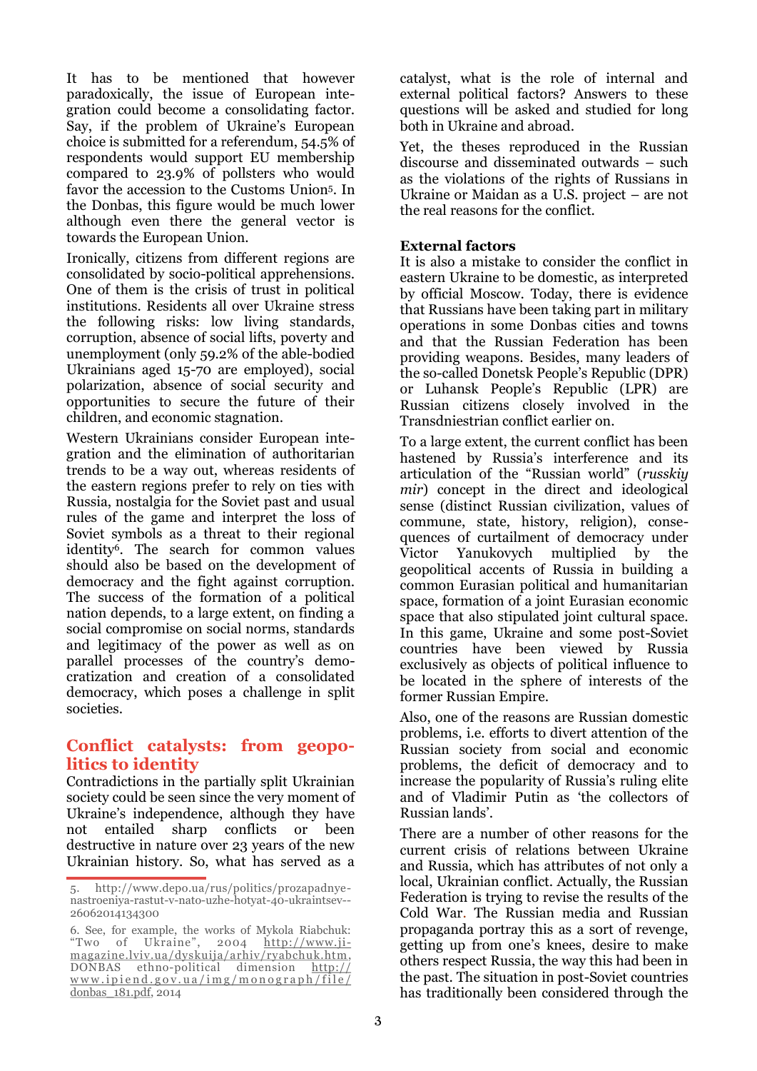It has to be mentioned that however paradoxically, the issue of European integration could become a consolidating factor. Say, if the problem of Ukraine's European choice is submitted for a referendum, 54.5% of respondents would support EU membership compared to 23.9% of pollsters who would favor the accession to the Customs Union[5]. In the Donbas, this figure would be much lower although even there the general vector is towards the European Union.

Ironically, citizens from different regions are consolidated by socio-political apprehensions. One of them is the crisis of trust in political institutions. Residents all over Ukraine stress the following risks: low living standards, corruption, absence of social lifts, poverty and unemployment (only 59.2% of the able-bodied Ukrainians aged 15-70 are employed), social polarization, absence of social security and opportunities to secure the future of their children, and economic stagnation.

Western Ukrainians consider European integration and the elimination of authoritarian trends to be a way out, whereas residents of the eastern regions prefer to rely on ties with Russia, nostalgia for the Soviet past and usual rules of the game and interpret the loss of Soviet symbols as a threat to their regional identity[6]. The search for common values should also be based on the development of democracy and the fight against corruption. The success of the formation of a political nation depends, to a large extent, on finding a social compromise on social norms, standards and legitimacy of the power as well as on parallel processes of the country's democratization and creation of a consolidated democracy, which poses a challenge in split societies.

## Conflict catalysts: from geopolitics to identity

Contradictions in the partially split Ukrainian society could be seen since the very moment of Ukraine's independence, although they have not entailed sharp conflicts or been destructive in nature over 23 years of the new Ukrainian history. So, what has served as a catalyst, what is the role of internal and external political factors? Answers to these questions will be asked and studied for long both in Ukraine and abroad.

Yet, the theses reproduced in the Russian discourse and disseminated outwards – such as the violations of the rights of Russians in Ukraine or Maidan as a U.S. project – are not the real reasons for the conflict.

### External factors

It is also a mistake to consider the conflict in eastern Ukraine to be domestic, as interpreted by official Moscow. Today, there is evidence that Russians have been taking part in military operations in some Donbas cities and towns and that the Russian Federation has been providing weapons. Besides, many leaders of the so-called Donetsk People's Republic (DPR) or Luhansk People's Republic (LPR) are Russian citizens closely involved in the Transdniestrian conflict earlier on.

To a large extent, the current conflict has been hastened by Russia's interference and its articulation of the "Russian world" (*russkiy mir*) concept in the direct and ideological sense (distinct Russian civilization, values of commune, state, history, religion), consequences of curtailment of democracy under Victor Yanukovych multiplied by the geopolitical accents of Russia in building a common Eurasian political and humanitarian space, formation of a joint Eurasian economic space that also stipulated joint cultural space. In this game, Ukraine and some post-Soviet countries have been viewed by Russia exclusively as objects of political influence to be located in the sphere of interests of the former Russian Empire.

Also, one of the reasons are Russian domestic problems, i.e. efforts to divert attention of the Russian society from social and economic problems, the deficit of democracy and to increase the popularity of Russia's ruling elite and of Vladimir Putin as 'the collectors of Russian lands'.

There are a number of other reasons for the current crisis of relations between Ukraine and Russia, which has attributes of not only a local, Ukrainian conflict. Actually, the Russian Federation is trying to revise the results of the Cold War. The Russian media and Russian propaganda portray this as a sort of revenge, getting up from one's knees, desire to make others respect Russia, the way this had been in the past. The situation in post-Soviet countries has traditionally been considered through the

---

5. http://www.depo.ua/rus/politics/prozapadnye-nastroeniya-rastut-v-nato-uzhe-hotyat-40-ukraintsev--26062014134300

6. See, for example, the works of Mykola Riabchuk: "Two of Ukraine", 2004 http://www.ji-magazine.lviv.ua/dyskuija/arhiv/ryabchuk.htm, DONBAS ethno-political dimension http://www.ipiend.gov.ua/img/monograph/file/donbas_181.pdf, 2014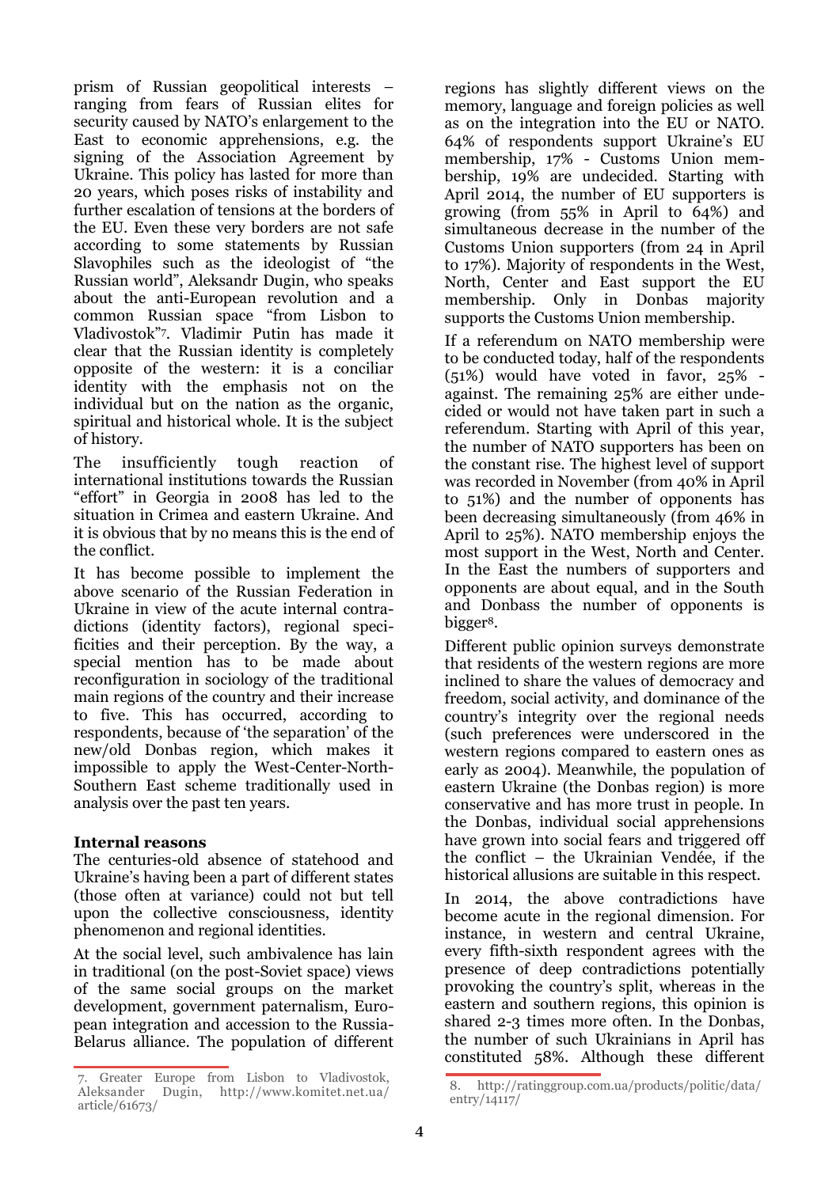prism of Russian geopolitical interests – ranging from fears of Russian elites for security caused by NATO's enlargement to the East to economic apprehensions, e.g. the signing of the Association Agreement by Ukraine. This policy has lasted for more than 20 years, which poses risks of instability and further escalation of tensions at the borders of the EU. Even these very borders are not safe according to some statements by Russian Slavophiles such as the ideologist of "the Russian world", Aleksandr Dugin, who speaks about the anti-European revolution and a common Russian space "from Lisbon to Vladivostok"[7]. Vladimir Putin has made it clear that the Russian identity is completely opposite of the western: it is a conciliar identity with the emphasis not on the individual but on the nation as the organic, spiritual and historical whole. It is the subject of history.

The insufficiently tough reaction of international institutions towards the Russian "effort" in Georgia in 2008 has led to the situation in Crimea and eastern Ukraine. And it is obvious that by no means this is the end of the conflict.

It has become possible to implement the above scenario of the Russian Federation in Ukraine in view of the acute internal contradictions (identity factors), regional specificities and their perception. By the way, a special mention has to be made about reconfiguration in sociology of the traditional main regions of the country and their increase to five. This has occurred, according to respondents, because of 'the separation' of the new/old Donbas region, which makes it impossible to apply the West-Center-North-Southern East scheme traditionally used in analysis over the past ten years.

**Internal reasons**

The centuries-old absence of statehood and Ukraine's having been a part of different states (those often at variance) could not but tell upon the collective consciousness, identity phenomenon and regional identities.

At the social level, such ambivalence has lain in traditional (on the post-Soviet space) views of the same social groups on the market development, government paternalism, European integration and accession to the Russia-Belarus alliance. The population of different regions has slightly different views on the memory, language and foreign policies as well as on the integration into the EU or NATO. 64% of respondents support Ukraine's EU membership, 17% - Customs Union membership, 19% are undecided. Starting with April 2014, the number of EU supporters is growing (from 55% in April to 64%) and simultaneous decrease in the number of the Customs Union supporters (from 24 in April to 17%). Majority of respondents in the West, North, Center and East support the EU membership. Only in Donbas majority supports the Customs Union membership.

If a referendum on NATO membership were to be conducted today, half of the respondents (51%) would have voted in favor, 25% - against. The remaining 25% are either undecided or would not have taken part in such a referendum. Starting with April of this year, the number of NATO supporters has been on the constant rise. The highest level of support was recorded in November (from 40% in April to 51%) and the number of opponents has been decreasing simultaneously (from 46% in April to 25%). NATO membership enjoys the most support in the West, North and Center. In the East the numbers of supporters and opponents are about equal, and in the South and Donbass the number of opponents is bigger[8].

Different public opinion surveys demonstrate that residents of the western regions are more inclined to share the values of democracy and freedom, social activity, and dominance of the country's integrity over the regional needs (such preferences were underscored in the western regions compared to eastern ones as early as 2004). Meanwhile, the population of eastern Ukraine (the Donbas region) is more conservative and has more trust in people. In the Donbas, individual social apprehensions have grown into social fears and triggered off the conflict – the Ukrainian Vendée, if the historical allusions are suitable in this respect.

In 2014, the above contradictions have become acute in the regional dimension. For instance, in western and central Ukraine, every fifth-sixth respondent agrees with the presence of deep contradictions potentially provoking the country's split, whereas in the eastern and southern regions, this opinion is shared 2-3 times more often. In the Donbas, the number of such Ukrainians in April has constituted 58%. Although these different

7. Greater Europe from Lisbon to Vladivostok, Aleksander Dugin, http://www.komitet.net.ua/article/61673/

8. http://ratinggroup.com.ua/products/politic/data/entry/14117/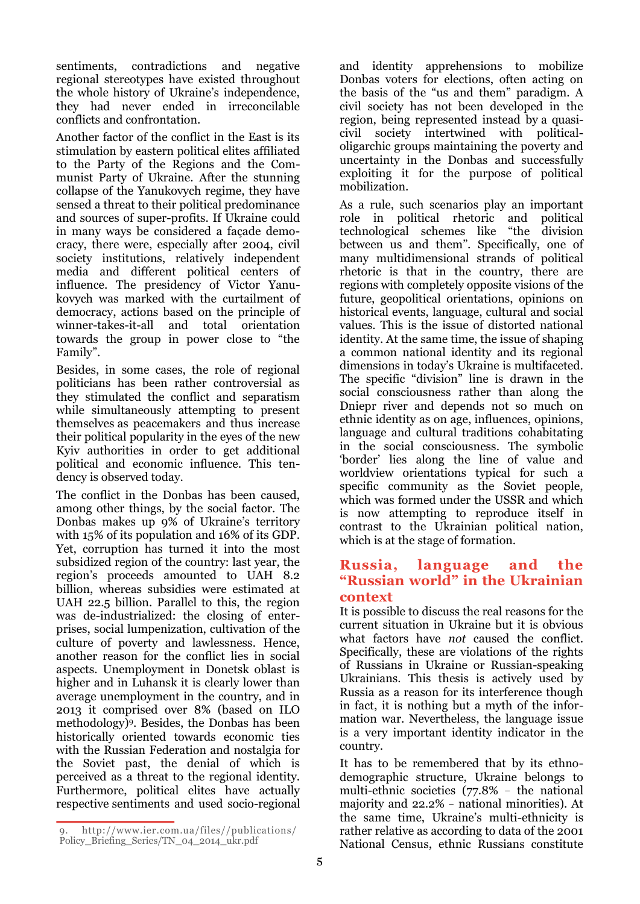sentiments, contradictions and negative regional stereotypes have existed throughout the whole history of Ukraine's independence, they had never ended in irreconcilable conflicts and confrontation.

Another factor of the conflict in the East is its stimulation by eastern political elites affiliated to the Party of the Regions and the Communist Party of Ukraine. After the stunning collapse of the Yanukovych regime, they have sensed a threat to their political predominance and sources of super-profits. If Ukraine could in many ways be considered a façade democracy, there were, especially after 2004, civil society institutions, relatively independent media and different political centers of influence. The presidency of Victor Yanukovych was marked with the curtailment of democracy, actions based on the principle of winner-takes-it-all and total orientation towards the group in power close to "the Family".

Besides, in some cases, the role of regional politicians has been rather controversial as they stimulated the conflict and separatism while simultaneously attempting to present themselves as peacemakers and thus increase their political popularity in the eyes of the new Kyiv authorities in order to get additional political and economic influence. This tendency is observed today.

The conflict in the Donbas has been caused, among other things, by the social factor. The Donbas makes up 9% of Ukraine's territory with 15% of its population and 16% of its GDP. Yet, corruption has turned it into the most subsidized region of the country: last year, the region's proceeds amounted to UAH 8.2 billion, whereas subsidies were estimated at UAH 22.5 billion. Parallel to this, the region was de-industrialized: the closing of enterprises, social lumpenization, cultivation of the culture of poverty and lawlessness. Hence, another reason for the conflict lies in social aspects. Unemployment in Donetsk oblast is higher and in Luhansk it is clearly lower than average unemployment in the country, and in 2013 it comprised over 8% (based on ILO methodology)[9]. Besides, the Donbas has been historically oriented towards economic ties with the Russian Federation and nostalgia for the Soviet past, the denial of which is perceived as a threat to the regional identity. Furthermore, political elites have actually respective sentiments and used socio-regional and identity apprehensions to mobilize Donbas voters for elections, often acting on the basis of the "us and them" paradigm. A civil society has not been developed in the region, being represented instead by a quasi-civil society intertwined with political-oligarchic groups maintaining the poverty and uncertainty in the Donbas and successfully exploiting it for the purpose of political mobilization.

As a rule, such scenarios play an important role in political rhetoric and political technological schemes like "the division between us and them". Specifically, one of many multidimensional strands of political rhetoric is that in the country, there are regions with completely opposite visions of the future, geopolitical orientations, opinions on historical events, language, cultural and social values. This is the issue of distorted national identity. At the same time, the issue of shaping a common national identity and its regional dimensions in today's Ukraine is multifaceted. The specific "division" line is drawn in the social consciousness rather than along the Dniepr river and depends not so much on ethnic identity as on age, influences, opinions, language and cultural traditions cohabitating in the social consciousness. The symbolic 'border' lies along the line of value and worldview orientations typical for such a specific community as the Soviet people, which was formed under the USSR and which is now attempting to reproduce itself in contrast to the Ukrainian political nation, which is at the stage of formation.

## Russia, language and the "Russian world" in the Ukrainian context

It is possible to discuss the real reasons for the current situation in Ukraine but it is obvious what factors have *not* caused the conflict. Specifically, these are violations of the rights of Russians in Ukraine or Russian-speaking Ukrainians. This thesis is actively used by Russia as a reason for its interference though in fact, it is nothing but a myth of the information war. Nevertheless, the language issue is a very important identity indicator in the country.

It has to be remembered that by its ethno-demographic structure, Ukraine belongs to multi-ethnic societies (77.8% – the national majority and 22.2% – national minorities). At the same time, Ukraine's multi-ethnicity is rather relative as according to data of the 2001 National Census, ethnic Russians constitute

---

9. http://www.ier.com.ua/files//publications/Policy_Briefing_Series/TN_04_2014_ukr.pdf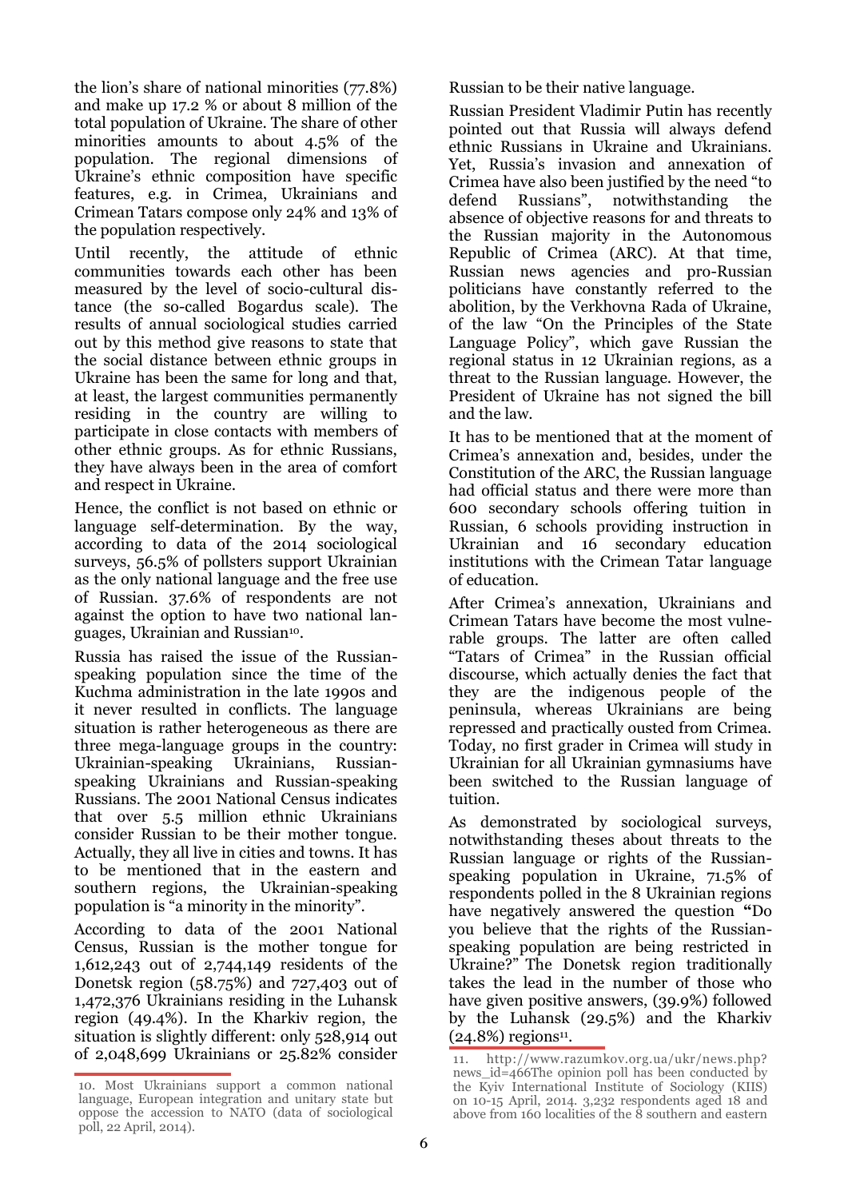the lion's share of national minorities (77.8%) and make up 17.2 % or about 8 million of the total population of Ukraine. The share of other minorities amounts to about 4.5% of the population. The regional dimensions of Ukraine's ethnic composition have specific features, e.g. in Crimea, Ukrainians and Crimean Tatars compose only 24% and 13% of the population respectively.

Until recently, the attitude of ethnic communities towards each other has been measured by the level of socio-cultural distance (the so-called Bogardus scale). The results of annual sociological studies carried out by this method give reasons to state that the social distance between ethnic groups in Ukraine has been the same for long and that, at least, the largest communities permanently residing in the country are willing to participate in close contacts with members of other ethnic groups. As for ethnic Russians, they have always been in the area of comfort and respect in Ukraine.

Hence, the conflict is not based on ethnic or language self-determination. By the way, according to data of the 2014 sociological surveys, 56.5% of pollsters support Ukrainian as the only national language and the free use of Russian. 37.6% of respondents are not against the option to have two national languages, Ukrainian and Russian[10].

Russia has raised the issue of the Russian-speaking population since the time of the Kuchma administration in the late 1990s and it never resulted in conflicts. The language situation is rather heterogeneous as there are three mega-language groups in the country: Ukrainian-speaking Ukrainians, Russian-speaking Ukrainians and Russian-speaking Russians. The 2001 National Census indicates that over 5.5 million ethnic Ukrainians consider Russian to be their mother tongue. Actually, they all live in cities and towns. It has to be mentioned that in the eastern and southern regions, the Ukrainian-speaking population is "a minority in the minority".

According to data of the 2001 National Census, Russian is the mother tongue for 1,612,243 out of 2,744,149 residents of the Donetsk region (58.75%) and 727,403 out of 1,472,376 Ukrainians residing in the Luhansk region (49.4%). In the Kharkiv region, the situation is slightly different: only 528,914 out of 2,048,699 Ukrainians or 25.82% consider Russian to be their native language.

Russian President Vladimir Putin has recently pointed out that Russia will always defend ethnic Russians in Ukraine and Ukrainians. Yet, Russia's invasion and annexation of Crimea have also been justified by the need "to defend Russians", notwithstanding the absence of objective reasons for and threats to the Russian majority in the Autonomous Republic of Crimea (ARC). At that time, Russian news agencies and pro-Russian politicians have constantly referred to the abolition, by the Verkhovna Rada of Ukraine, of the law "On the Principles of the State Language Policy", which gave Russian the regional status in 12 Ukrainian regions, as a threat to the Russian language. However, the President of Ukraine has not signed the bill and the law.

It has to be mentioned that at the moment of Crimea's annexation and, besides, under the Constitution of the ARC, the Russian language had official status and there were more than 600 secondary schools offering tuition in Russian, 6 schools providing instruction in Ukrainian and 16 secondary education institutions with the Crimean Tatar language of education.

After Crimea's annexation, Ukrainians and Crimean Tatars have become the most vulnerable groups. The latter are often called "Tatars of Crimea" in the Russian official discourse, which actually denies the fact that they are the indigenous people of the peninsula, whereas Ukrainians are being repressed and practically ousted from Crimea. Today, no first grader in Crimea will study in Ukrainian for all Ukrainian gymnasiums have been switched to the Russian language of tuition.

As demonstrated by sociological surveys, notwithstanding theses about threats to the Russian language or rights of the Russian-speaking population in Ukraine, 71.5% of respondents polled in the 8 Ukrainian regions have negatively answered the question **"**Do you believe that the rights of the Russian-speaking population are being restricted in Ukraine?" The Donetsk region traditionally takes the lead in the number of those who have given positive answers, (39.9%) followed by the Luhansk (29.5%) and the Kharkiv (24.8%) regions[11].

---

10. Most Ukrainians support a common national language, European integration and unitary state but oppose the accession to NATO (data of sociological poll, 22 April, 2014).

11. http://www.razumkov.org.ua/ukr/news.php?news_id=466The opinion poll has been conducted by the Kyiv International Institute of Sociology (KIIS) on 10-15 April, 2014. 3,232 respondents aged 18 and above from 160 localities of the 8 southern and eastern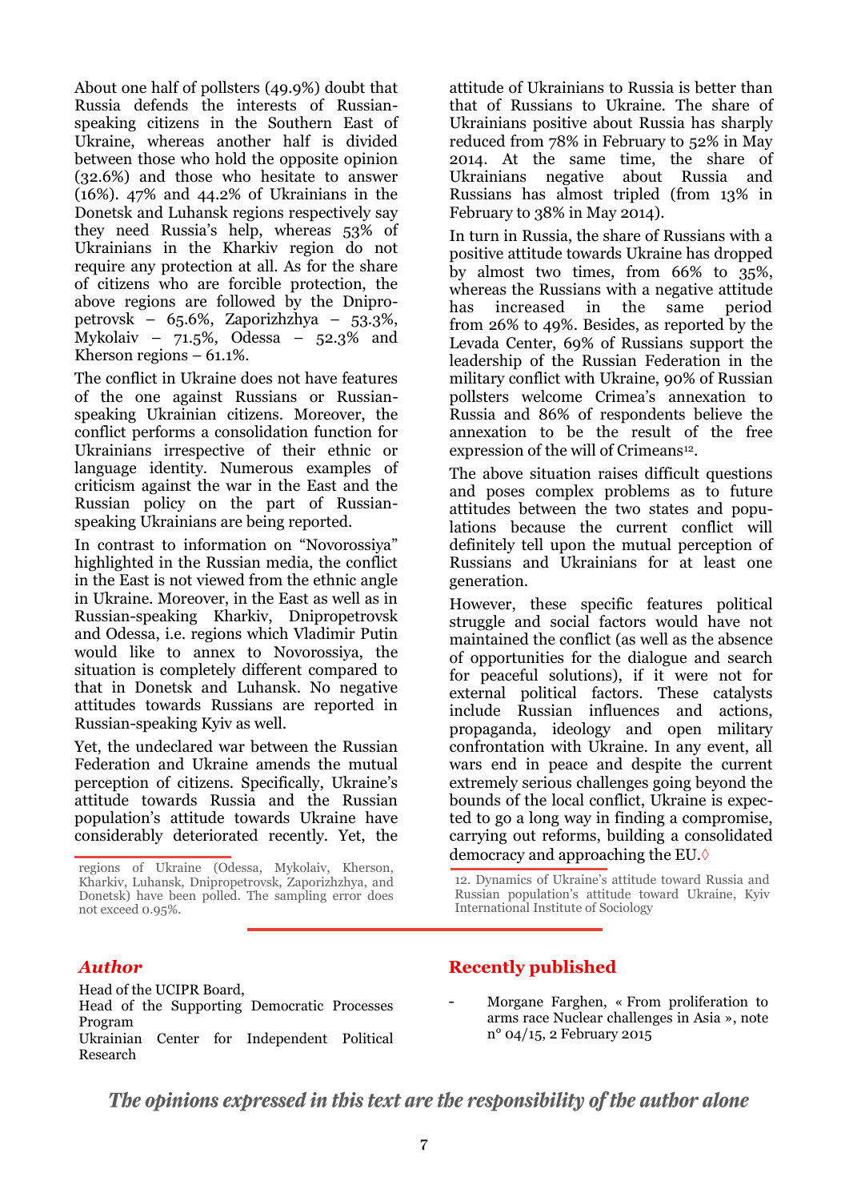About one half of pollsters (49.9%) doubt that Russia defends the interests of Russian-speaking citizens in the Southern East of Ukraine, whereas another half is divided between those who hold the opposite opinion (32.6%) and those who hesitate to answer (16%). 47% and 44.2% of Ukrainians in the Donetsk and Luhansk regions respectively say they need Russia's help, whereas 53% of Ukrainians in the Kharkiv region do not require any protection at all. As for the share of citizens who are forcible protection, the above regions are followed by the Dnipropetrovsk – 65.6%, Zaporizhzhya – 53.3%, Mykolaiv – 71.5%, Odessa – 52.3% and Kherson regions – 61.1%.

The conflict in Ukraine does not have features of the one against Russians or Russian-speaking Ukrainian citizens. Moreover, the conflict performs a consolidation function for Ukrainians irrespective of their ethnic or language identity. Numerous examples of criticism against the war in the East and the Russian policy on the part of Russian-speaking Ukrainians are being reported.

In contrast to information on "Novorossiya" highlighted in the Russian media, the conflict in the East is not viewed from the ethnic angle in Ukraine. Moreover, in the East as well as in Russian-speaking Kharkiv, Dnipropetrovsk and Odessa, i.e. regions which Vladimir Putin would like to annex to Novorossiya, the situation is completely different compared to that in Donetsk and Luhansk. No negative attitudes towards Russians are reported in Russian-speaking Kyiv as well.

Yet, the undeclared war between the Russian Federation and Ukraine amends the mutual perception of citizens. Specifically, Ukraine's attitude towards Russia and the Russian population's attitude towards Ukraine have considerably deteriorated recently. Yet, the attitude of Ukrainians to Russia is better than that of Russians to Ukraine. The share of Ukrainians positive about Russia has sharply reduced from 78% in February to 52% in May 2014. At the same time, the share of Ukrainians negative about Russia and Russians has almost tripled (from 13% in February to 38% in May 2014).

In turn in Russia, the share of Russians with a positive attitude towards Ukraine has dropped by almost two times, from 66% to 35%, whereas the Russians with a negative attitude has increased in the same period from 26% to 49%. Besides, as reported by the Levada Center, 69% of Russians support the leadership of the Russian Federation in the military conflict with Ukraine, 90% of Russian pollsters welcome Crimea's annexation to Russia and 86% of respondents believe the annexation to be the result of the free expression of the will of Crimeans[12].

The above situation raises difficult questions and poses complex problems as to future attitudes between the two states and populations because the current conflict will definitely tell upon the mutual perception of Russians and Ukrainians for at least one generation.

However, these specific features political struggle and social factors would have not maintained the conflict (as well as the absence of opportunities for the dialogue and search for peaceful solutions), if it were not for external political factors. These catalysts include Russian influences and actions, propaganda, ideology and open military confrontation with Ukraine. In any event, all wars end in peace and despite the current extremely serious challenges going beyond the bounds of the local conflict, Ukraine is expected to go a long way in finding a compromise, carrying out reforms, building a consolidated democracy and approaching the EU.◊

---

regions of Ukraine (Odessa, Mykolaiv, Kherson, Kharkiv, Luhansk, Dnipropetrovsk, Zaporizhzhya, and Donetsk) have been polled. The sampling error does not exceed 0.95%.

12. Dynamics of Ukraine's attitude toward Russia and Russian population's attitude toward Ukraine, Kyiv International Institute of Sociology

## *Author*

Head of the UCIPR Board,
Head of the Supporting Democratic Processes Program
Ukrainian Center for Independent Political Research

## Recently published

- Morgane Farghen, « From proliferation to arms race Nuclear challenges in Asia », note n° 04/15, 2 February 2015

***The opinions expressed in this text are the responsibility of the author alone***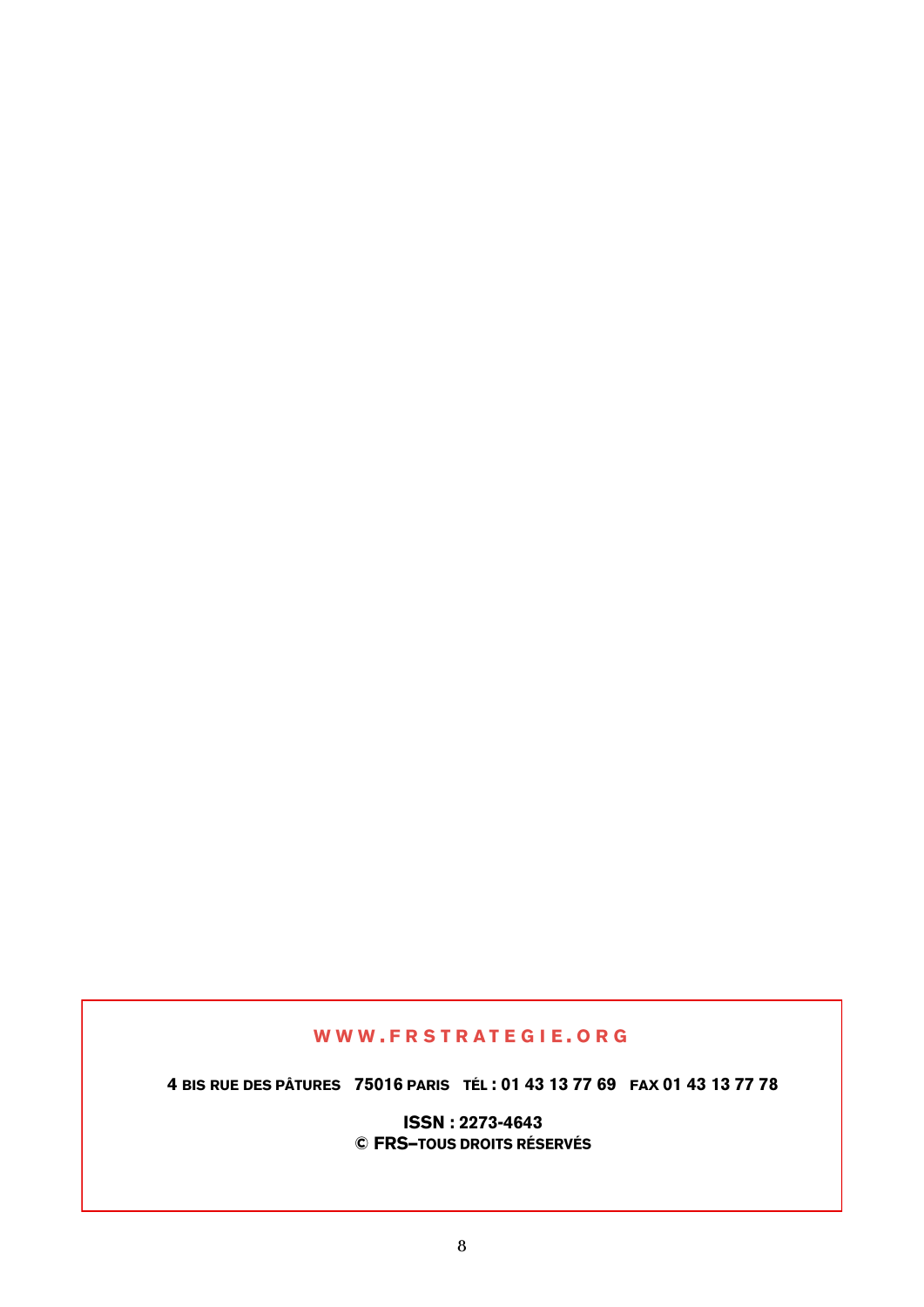**WWW.FRSTRATEGIE.ORG**

**4 BIS RUE DES PÂTURES 75016 PARIS TÉL : 01 43 13 77 69 FAX 01 43 13 77 78**

**ISSN : 2273-4643**
**© FRS–TOUS DROITS RÉSERVÉS**